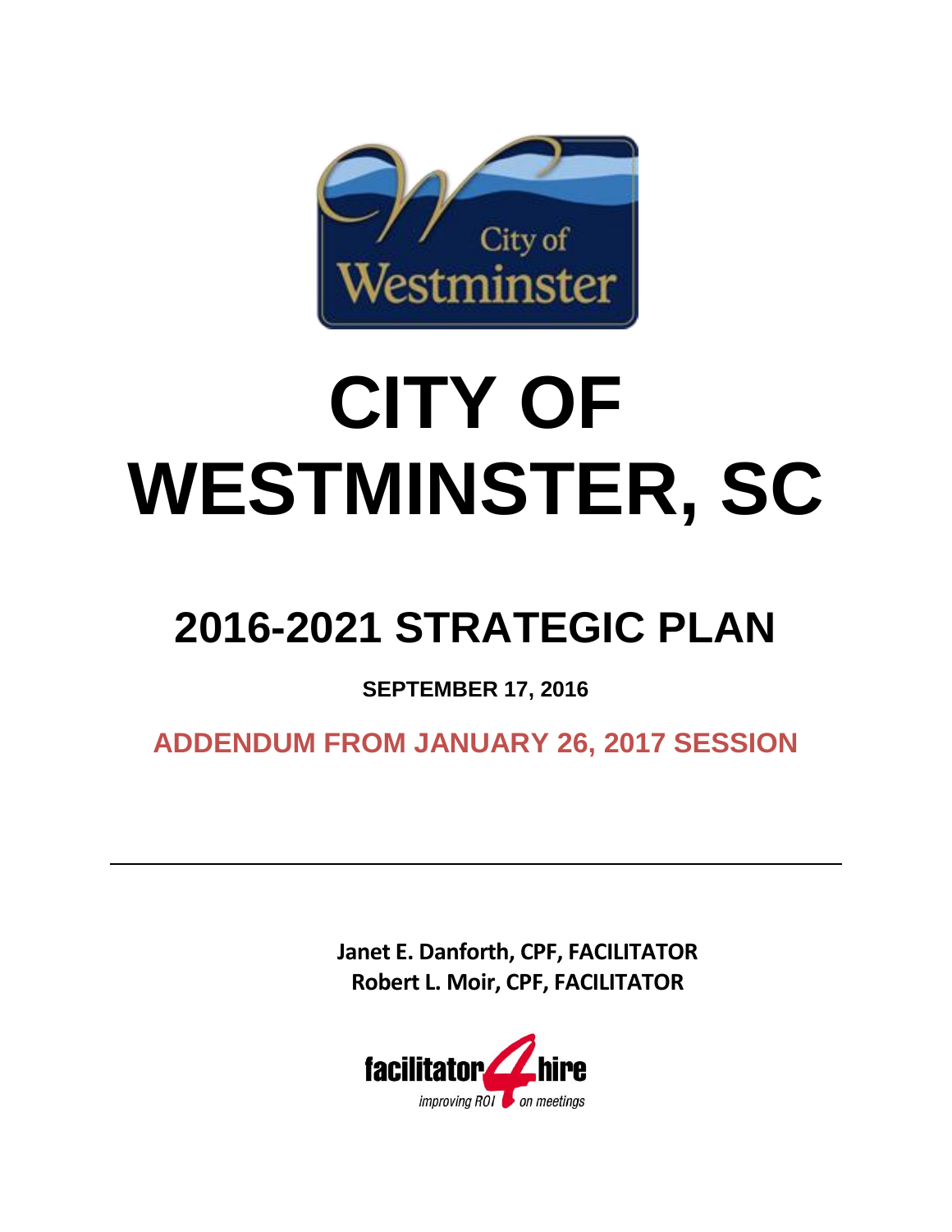# CITY OF WESTMINSTER, SC

## 2016-2021 STRATEGIC PLAN

**SEPTEMBER 17, 2016**

**ADDENDUM FROM JANUARY 26, 2017 SESSION**

---

**Janet E. Danforth, CPF, FACILITATOR**
**Robert L. Moir, CPF, FACILITATOR**

facilitator4hire
*improving ROI on meetings*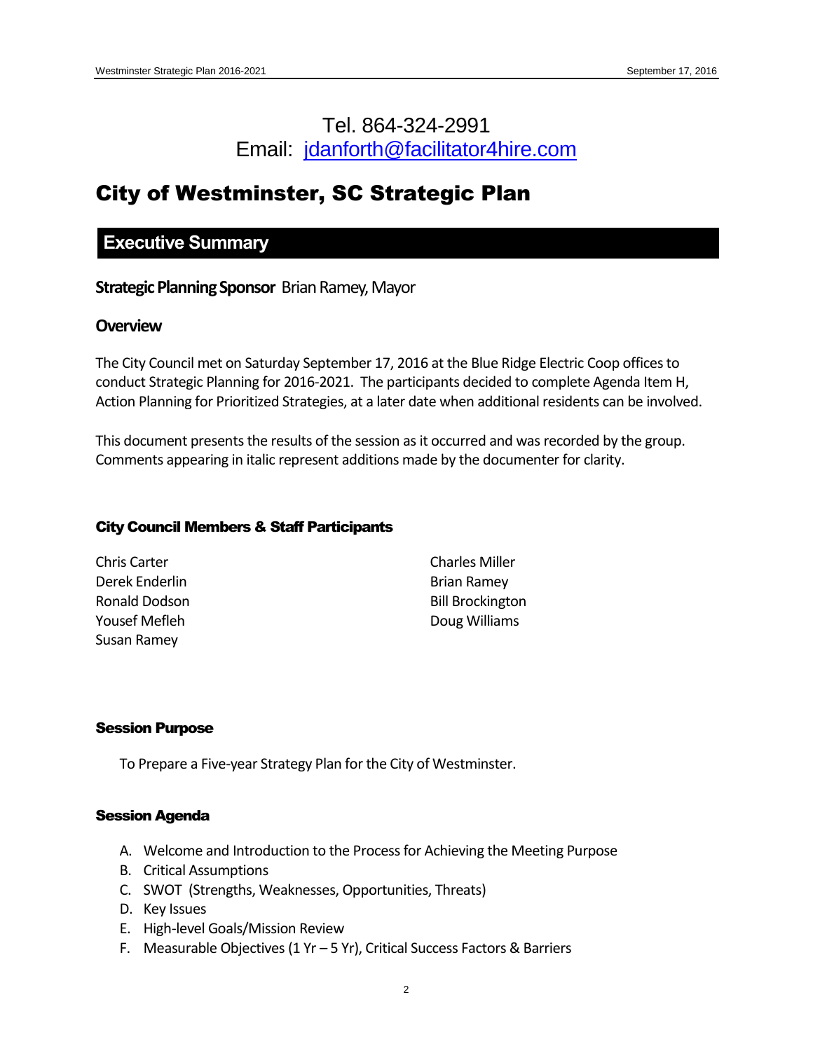Tel. 864-324-2991
Email: [jdanforth@facilitator4hire.com](mailto:jdanforth@facilitator4hire.com)

# City of Westminster, SC Strategic Plan

## Executive Summary

**Strategic Planning Sponsor** Brian Ramey, Mayor

### Overview

The City Council met on Saturday September 17, 2016 at the Blue Ridge Electric Coop offices to conduct Strategic Planning for 2016-2021. The participants decided to complete Agenda Item H, Action Planning for Prioritized Strategies, at a later date when additional residents can be involved.

This document presents the results of the session as it occurred and was recorded by the group. Comments appearing in italic represent additions made by the documenter for clarity.

#### City Council Members & Staff Participants

Chris Carter
Derek Enderlin
Ronald Dodson
Yousef Mefleh
Susan Ramey
Charles Miller
Brian Ramey
Bill Brockington
Doug Williams

#### Session Purpose

To Prepare a Five-year Strategy Plan for the City of Westminster.

#### Session Agenda

A. Welcome and Introduction to the Process for Achieving the Meeting Purpose
B. Critical Assumptions
C. SWOT (Strengths, Weaknesses, Opportunities, Threats)
D. Key Issues
E. High-level Goals/Mission Review
F. Measurable Objectives (1 Yr – 5 Yr), Critical Success Factors & Barriers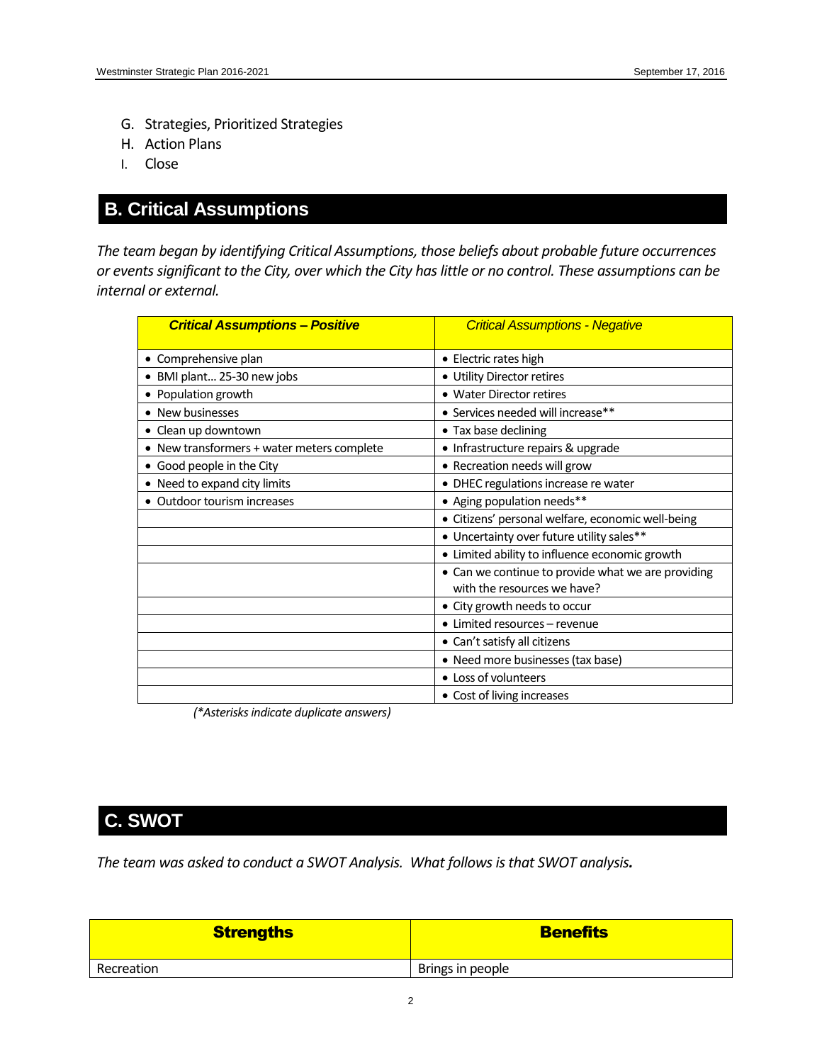G. Strategies, Prioritized Strategies
H. Action Plans
I. Close

## B. Critical Assumptions

*The team began by identifying Critical Assumptions, those beliefs about probable future occurrences or events significant to the City, over which the City has little or no control. These assumptions can be internal or external.*

| ***Critical Assumptions – Positive*** | *Critical Assumptions - Negative* |
|---|---|
| • Comprehensive plan | • Electric rates high |
| • BMI plant… 25-30 new jobs | • Utility Director retires |
| • Population growth | • Water Director retires |
| • New businesses | • Services needed will increase** |
| • Clean up downtown | • Tax base declining |
| • New transformers + water meters complete | • Infrastructure repairs & upgrade |
| • Good people in the City | • Recreation needs will grow |
| • Need to expand city limits | • DHEC regulations increase re water |
| • Outdoor tourism increases | • Aging population needs** |
| | • Citizens' personal welfare, economic well-being |
| | • Uncertainty over future utility sales** |
| | • Limited ability to influence economic growth |
| | • Can we continue to provide what we are providing with the resources we have? |
| | • City growth needs to occur |
| | • Limited resources – revenue |
| | • Can't satisfy all citizens |
| | • Need more businesses (tax base) |
| | • Loss of volunteers |
| | • Cost of living increases |

*(*Asterisks indicate duplicate answers)*

## C. SWOT

*The team was asked to conduct a SWOT Analysis. What follows is that SWOT analysis.*

| **Strengths** | **Benefits** |
|---|---|
| Recreation | Brings in people |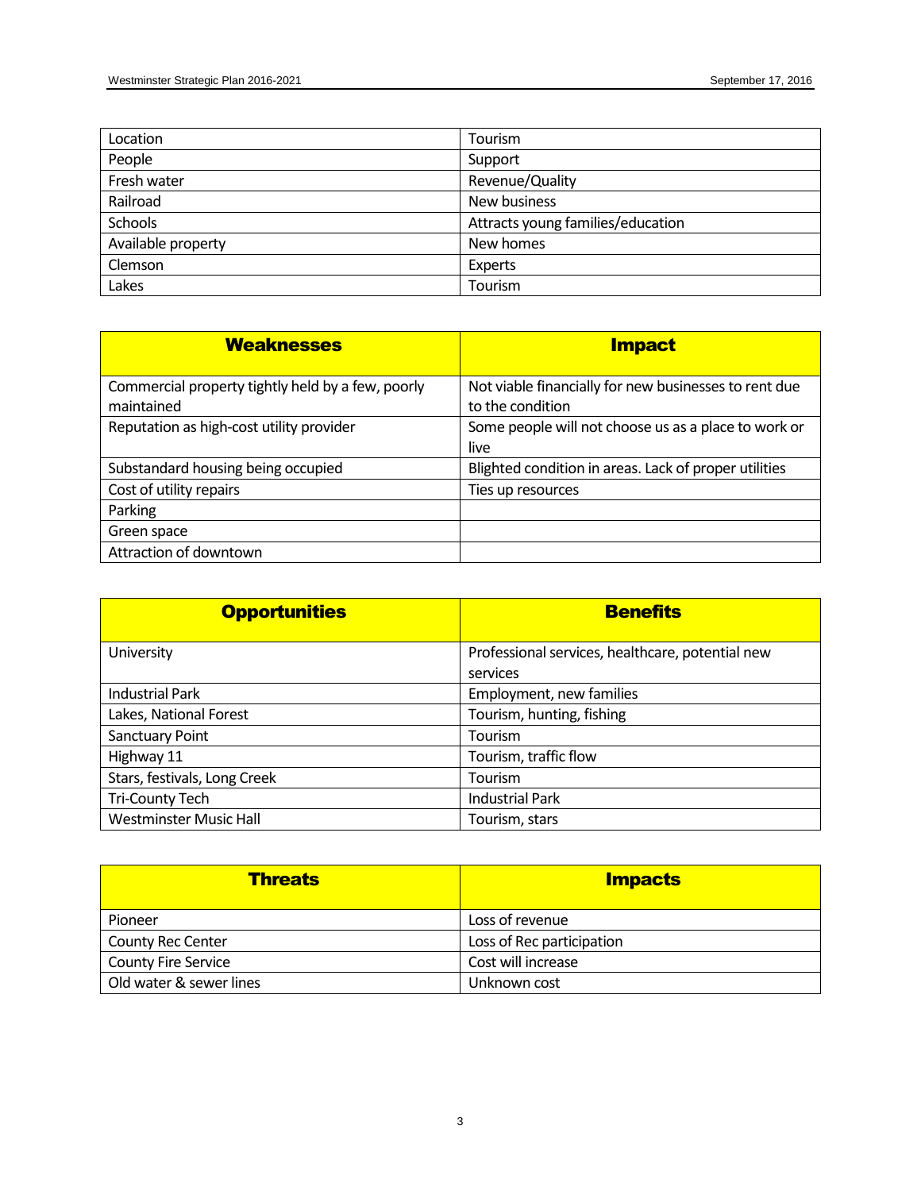| Location | Tourism |
|---|---|
| People | Support |
| Fresh water | Revenue/Quality |
| Railroad | New business |
| Schools | Attracts young families/education |
| Available property | New homes |
| Clemson | Experts |
| Lakes | Tourism |

| Weaknesses | Impact |
|---|---|
| Commercial property tightly held by a few, poorly maintained | Not viable financially for new businesses to rent due to the condition |
| Reputation as high-cost utility provider | Some people will not choose us as a place to work or live |
| Substandard housing being occupied | Blighted condition in areas. Lack of proper utilities |
| Cost of utility repairs | Ties up resources |
| Parking | |
| Green space | |
| Attraction of downtown | |

| Opportunities | Benefits |
|---|---|
| University | Professional services, healthcare, potential new services |
| Industrial Park | Employment, new families |
| Lakes, National Forest | Tourism, hunting, fishing |
| Sanctuary Point | Tourism |
| Highway 11 | Tourism, traffic flow |
| Stars, festivals, Long Creek | Tourism |
| Tri-County Tech | Industrial Park |
| Westminster Music Hall | Tourism, stars |

| Threats | Impacts |
|---|---|
| Pioneer | Loss of revenue |
| County Rec Center | Loss of Rec participation |
| County Fire Service | Cost will increase |
| Old water & sewer lines | Unknown cost |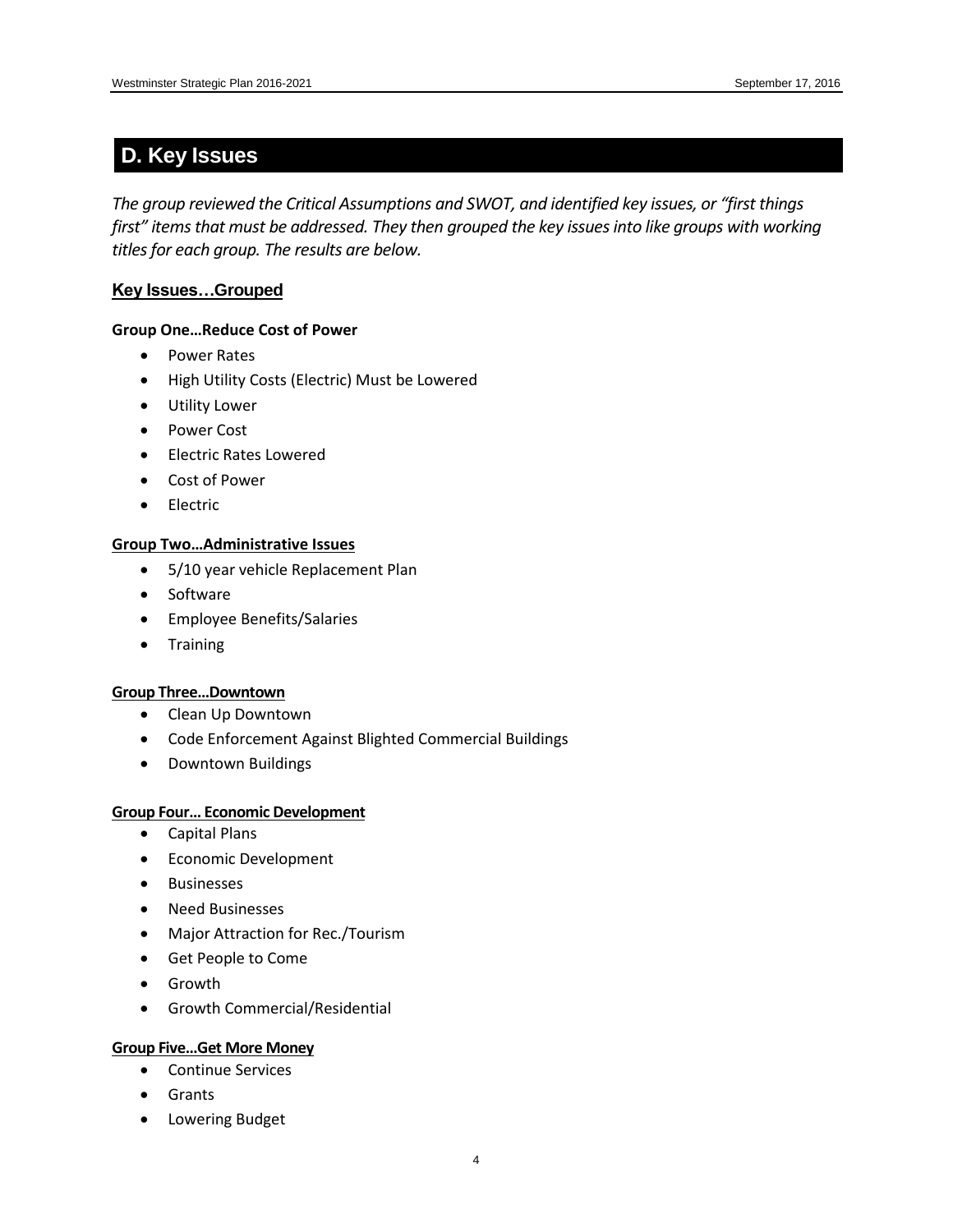## D. Key Issues

*The group reviewed the Critical Assumptions and SWOT, and identified key issues, or "first things first" items that must be addressed. They then grouped the key issues into like groups with working titles for each group. The results are below.*

### Key Issues…Grouped

**Group One…Reduce Cost of Power**

- Power Rates
- High Utility Costs (Electric) Must be Lowered
- Utility Lower
- Power Cost
- Electric Rates Lowered
- Cost of Power
- Electric

**Group Two…Administrative Issues**

- 5/10 year vehicle Replacement Plan
- Software
- Employee Benefits/Salaries
- Training

**Group Three…Downtown**

- Clean Up Downtown
- Code Enforcement Against Blighted Commercial Buildings
- Downtown Buildings

**Group Four… Economic Development**

- Capital Plans
- Economic Development
- Businesses
- Need Businesses
- Major Attraction for Rec./Tourism
- Get People to Come
- Growth
- Growth Commercial/Residential

**Group Five…Get More Money**

- Continue Services
- Grants
- Lowering Budget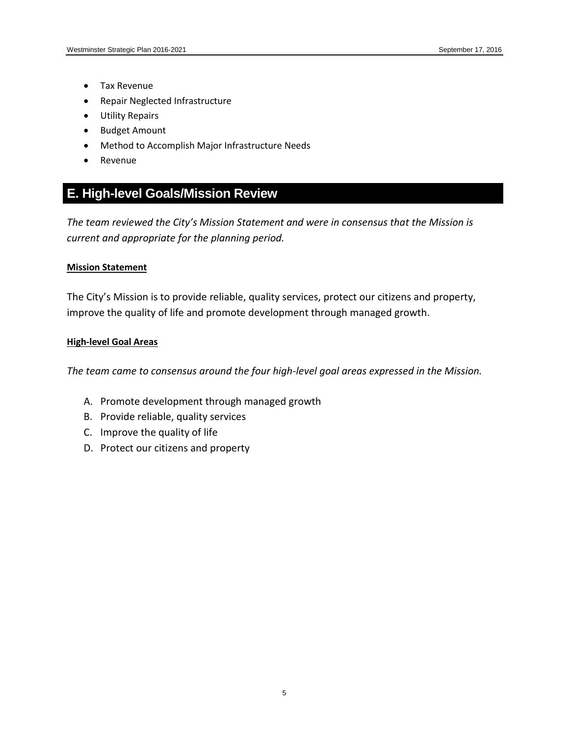- Tax Revenue
- Repair Neglected Infrastructure
- Utility Repairs
- Budget Amount
- Method to Accomplish Major Infrastructure Needs
- Revenue

## E. High-level Goals/Mission Review

*The team reviewed the City's Mission Statement and were in consensus that the Mission is current and appropriate for the planning period.*

**Mission Statement**

The City's Mission is to provide reliable, quality services, protect our citizens and property, improve the quality of life and promote development through managed growth.

**High-level Goal Areas**

*The team came to consensus around the four high-level goal areas expressed in the Mission.*

A. Promote development through managed growth
B. Provide reliable, quality services
C. Improve the quality of life
D. Protect our citizens and property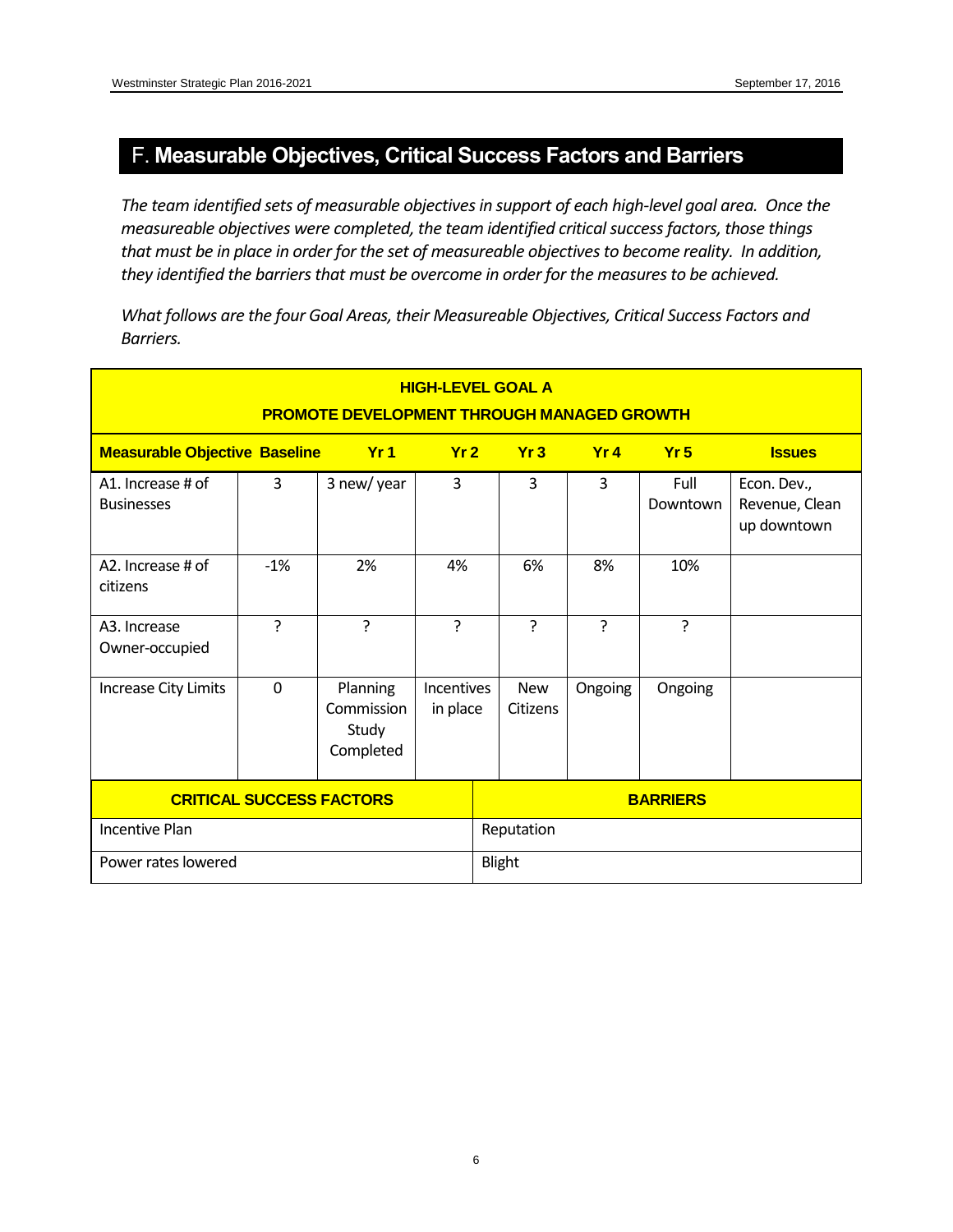## F. Measurable Objectives, Critical Success Factors and Barriers

*The team identified sets of measurable objectives in support of each high-level goal area. Once the measureable objectives were completed, the team identified critical success factors, those things that must be in place in order for the set of measureable objectives to become reality. In addition, they identified the barriers that must be overcome in order for the measures to be achieved.*

*What follows are the four Goal Areas, their Measureable Objectives, Critical Success Factors and Barriers.*

**HIGH-LEVEL GOAL A**
**PROMOTE DEVELOPMENT THROUGH MANAGED GROWTH**

| Measurable Objective | Baseline | Yr 1 | Yr 2 | Yr 3 | Yr 4 | Yr 5 | Issues |
|---|---|---|---|---|---|---|---|
| A1. Increase # of Businesses | 3 | 3 new/ year | 3 | 3 | 3 | Full Downtown | Econ. Dev., Revenue, Clean up downtown |
| A2. Increase # of citizens | -1% | 2% | 4% | 6% | 8% | 10% | |
| A3. Increase Owner-occupied | ? | ? | ? | ? | ? | ? | |
| Increase City Limits | 0 | Planning Commission Study Completed | Incentives in place | New Citizens | Ongoing | Ongoing | |

| CRITICAL SUCCESS FACTORS | BARRIERS |
|---|---|
| Incentive Plan | Reputation |
| Power rates lowered | Blight |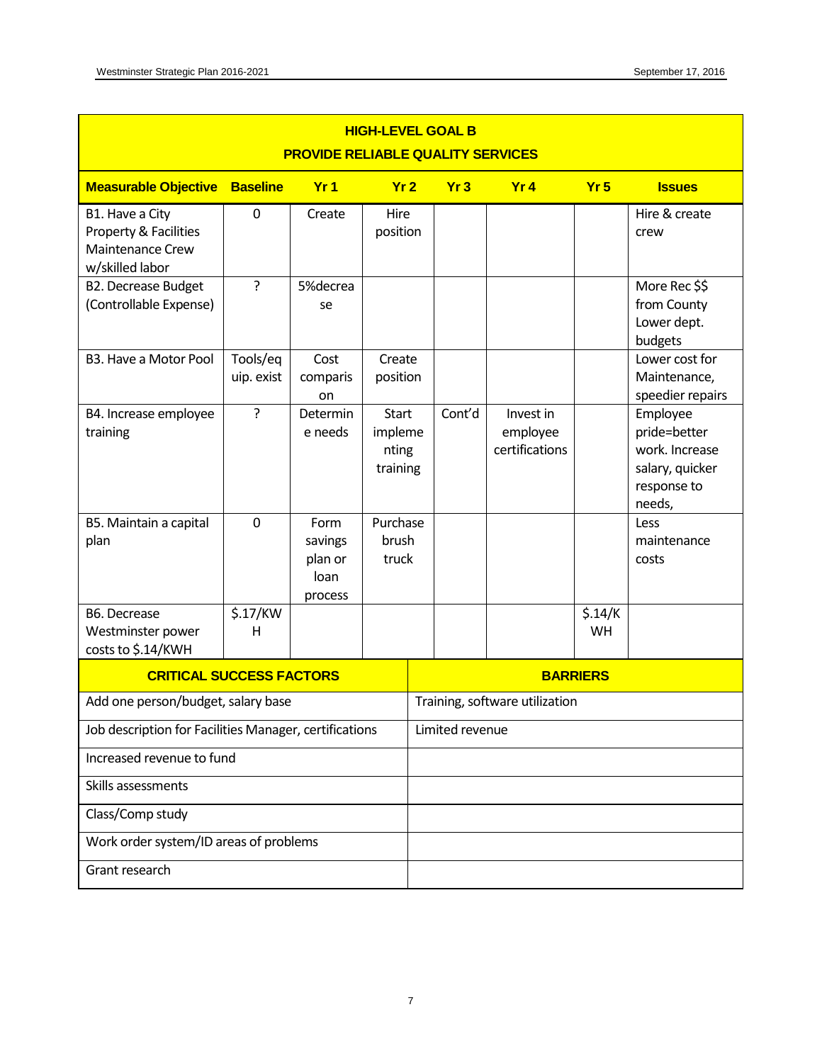## HIGH-LEVEL GOAL B

## PROVIDE RELIABLE QUALITY SERVICES

| Measurable Objective | Baseline | Yr 1 | Yr 2 | Yr 3 | Yr 4 | Yr 5 | Issues |
|---|---|---|---|---|---|---|---|
| B1. Have a City Property & Facilities Maintenance Crew w/skilled labor | 0 | Create | Hire position | | | | Hire & create crew |
| B2. Decrease Budget (Controllable Expense) | ? | 5%decrease | | | | | More Rec $$ from County Lower dept. budgets |
| B3. Have a Motor Pool | Tools/equip. exist | Cost comparison | Create position | | | | Lower cost for Maintenance, speedier repairs |
| B4. Increase employee training | ? | Determine needs | Start implementing training | Cont'd | Invest in employee certifications | | Employee pride=better work. Increase salary, quicker response to needs, |
| B5. Maintain a capital plan | 0 | Form savings plan or loan process | Purchase brush truck | | | | Less maintenance costs |
| B6. Decrease Westminster power costs to $.14/KWH | $.17/KWH | | | | | $.14/KWH | |

| CRITICAL SUCCESS FACTORS | BARRIERS |
|---|---|
| Add one person/budget, salary base | Training, software utilization |
| Job description for Facilities Manager, certifications | Limited revenue |
| Increased revenue to fund | |
| Skills assessments | |
| Class/Comp study | |
| Work order system/ID areas of problems | |
| Grant research | |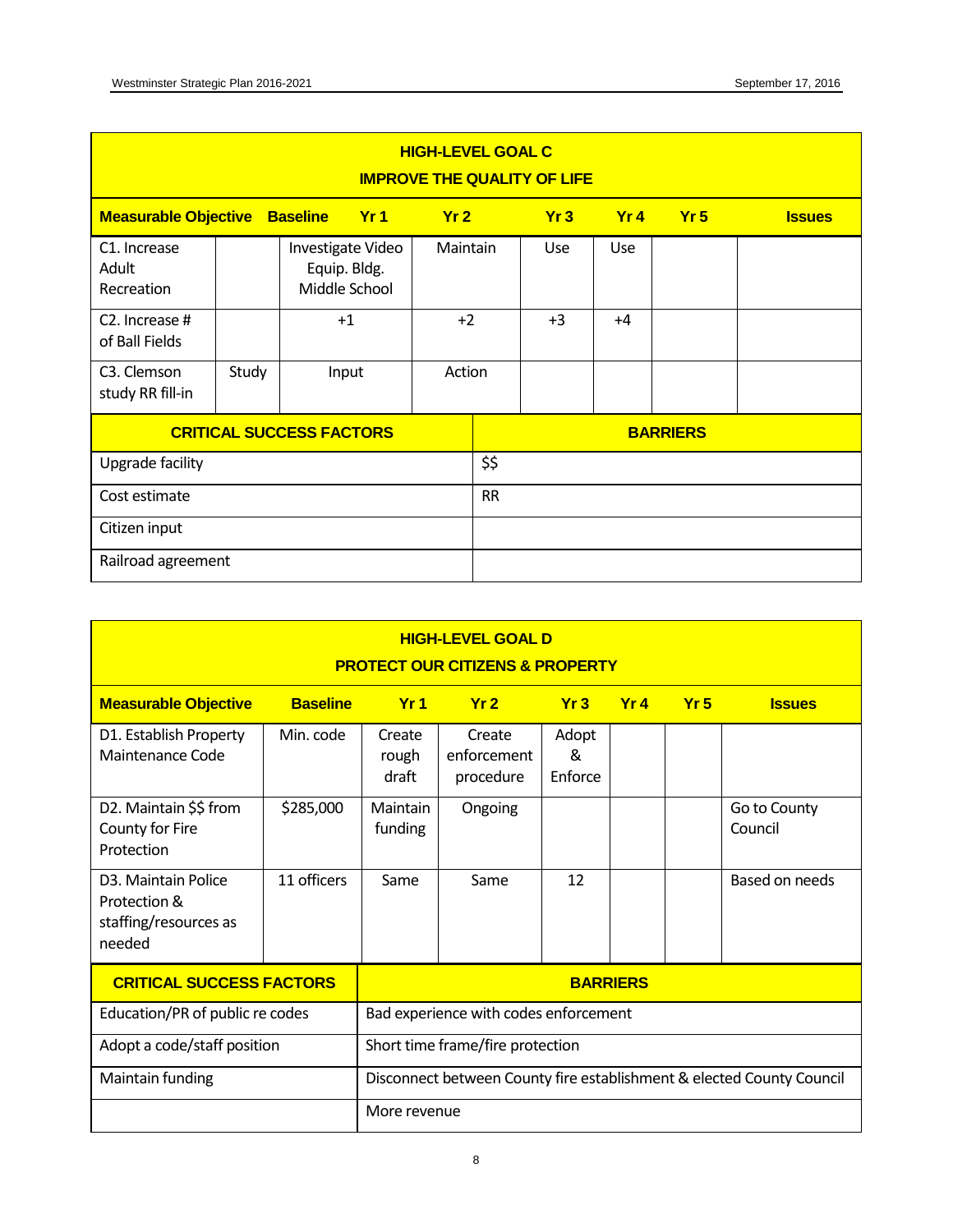## HIGH-LEVEL GOAL C
## IMPROVE THE QUALITY OF LIFE

| Measurable Objective | Baseline | Yr 1 | Yr 2 | Yr 3 | Yr 4 | Yr 5 | Issues |
|---|---|---|---|---|---|---|---|
| C1. Increase Adult Recreation | | Investigate Video Equip. Bldg. Middle School | Maintain | Use | Use | | |
| C2. Increase # of Ball Fields | | +1 | +2 | +3 | +4 | | |
| C3. Clemson study RR fill-in | Study | Input | Action | | | | |

| CRITICAL SUCCESS FACTORS | BARRIERS |
|---|---|
| Upgrade facility | $$ |
| Cost estimate | RR |
| Citizen input | |
| Railroad agreement | |

## HIGH-LEVEL GOAL D
## PROTECT OUR CITIZENS & PROPERTY

| Measurable Objective | Baseline | Yr 1 | Yr 2 | Yr 3 | Yr 4 | Yr 5 | Issues |
|---|---|---|---|---|---|---|---|
| D1. Establish Property Maintenance Code | Min. code | Create rough draft | Create enforcement procedure | Adopt & Enforce | | | |
| D2. Maintain $$ from County for Fire Protection | $285,000 | Maintain funding | Ongoing | | | | Go to County Council |
| D3. Maintain Police Protection & staffing/resources as needed | 11 officers | Same | Same | 12 | | | Based on needs |

| CRITICAL SUCCESS FACTORS | BARRIERS |
|---|---|
| Education/PR of public re codes | Bad experience with codes enforcement |
| Adopt a code/staff position | Short time frame/fire protection |
| Maintain funding | Disconnect between County fire establishment & elected County Council |
| | More revenue |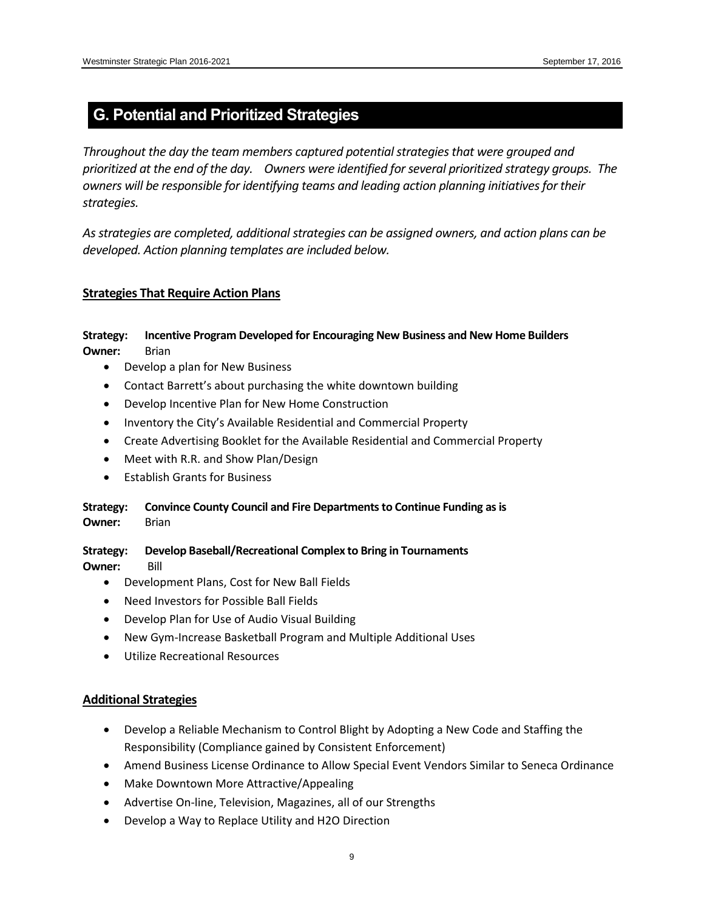## G. Potential and Prioritized Strategies

*Throughout the day the team members captured potential strategies that were grouped and prioritized at the end of the day. Owners were identified for several prioritized strategy groups. The owners will be responsible for identifying teams and leading action planning initiatives for their strategies.*

*As strategies are completed, additional strategies can be assigned owners, and action plans can be developed. Action planning templates are included below.*

### Strategies That Require Action Plans

**Strategy: Incentive Program Developed for Encouraging New Business and New Home Builders**
**Owner:** Brian

- Develop a plan for New Business
- Contact Barrett's about purchasing the white downtown building
- Develop Incentive Plan for New Home Construction
- Inventory the City's Available Residential and Commercial Property
- Create Advertising Booklet for the Available Residential and Commercial Property
- Meet with R.R. and Show Plan/Design
- Establish Grants for Business

**Strategy: Convince County Council and Fire Departments to Continue Funding as is**
**Owner:** Brian

**Strategy: Develop Baseball/Recreational Complex to Bring in Tournaments**
**Owner:** Bill

- Development Plans, Cost for New Ball Fields
- Need Investors for Possible Ball Fields
- Develop Plan for Use of Audio Visual Building
- New Gym-Increase Basketball Program and Multiple Additional Uses
- Utilize Recreational Resources

### Additional Strategies

- Develop a Reliable Mechanism to Control Blight by Adopting a New Code and Staffing the Responsibility (Compliance gained by Consistent Enforcement)
- Amend Business License Ordinance to Allow Special Event Vendors Similar to Seneca Ordinance
- Make Downtown More Attractive/Appealing
- Advertise On-line, Television, Magazines, all of our Strengths
- Develop a Way to Replace Utility and H2O Direction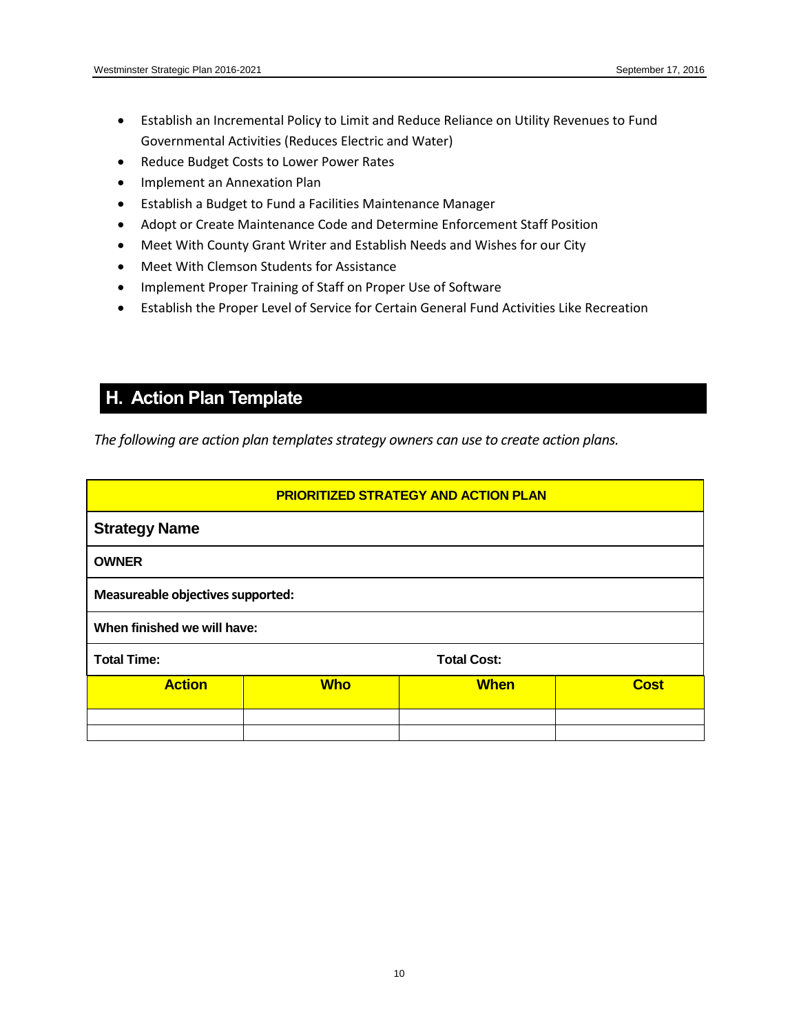- Establish an Incremental Policy to Limit and Reduce Reliance on Utility Revenues to Fund Governmental Activities (Reduces Electric and Water)
- Reduce Budget Costs to Lower Power Rates
- Implement an Annexation Plan
- Establish a Budget to Fund a Facilities Maintenance Manager
- Adopt or Create Maintenance Code and Determine Enforcement Staff Position
- Meet With County Grant Writer and Establish Needs and Wishes for our City
- Meet With Clemson Students for Assistance
- Implement Proper Training of Staff on Proper Use of Software
- Establish the Proper Level of Service for Certain General Fund Activities Like Recreation

## H. Action Plan Template

*The following are action plan templates strategy owners can use to create action plans.*

| PRIORITIZED STRATEGY AND ACTION PLAN | | | |
|---|---|---|---|
| **Strategy Name** | | | |
| **OWNER** | | | |
| **Measureable objectives supported:** | | | |
| **When finished we will have:** | | | |
| **Total Time:** | | **Total Cost:** | |
| **Action** | **Who** | **When** | **Cost** |
| | | | |
| | | | |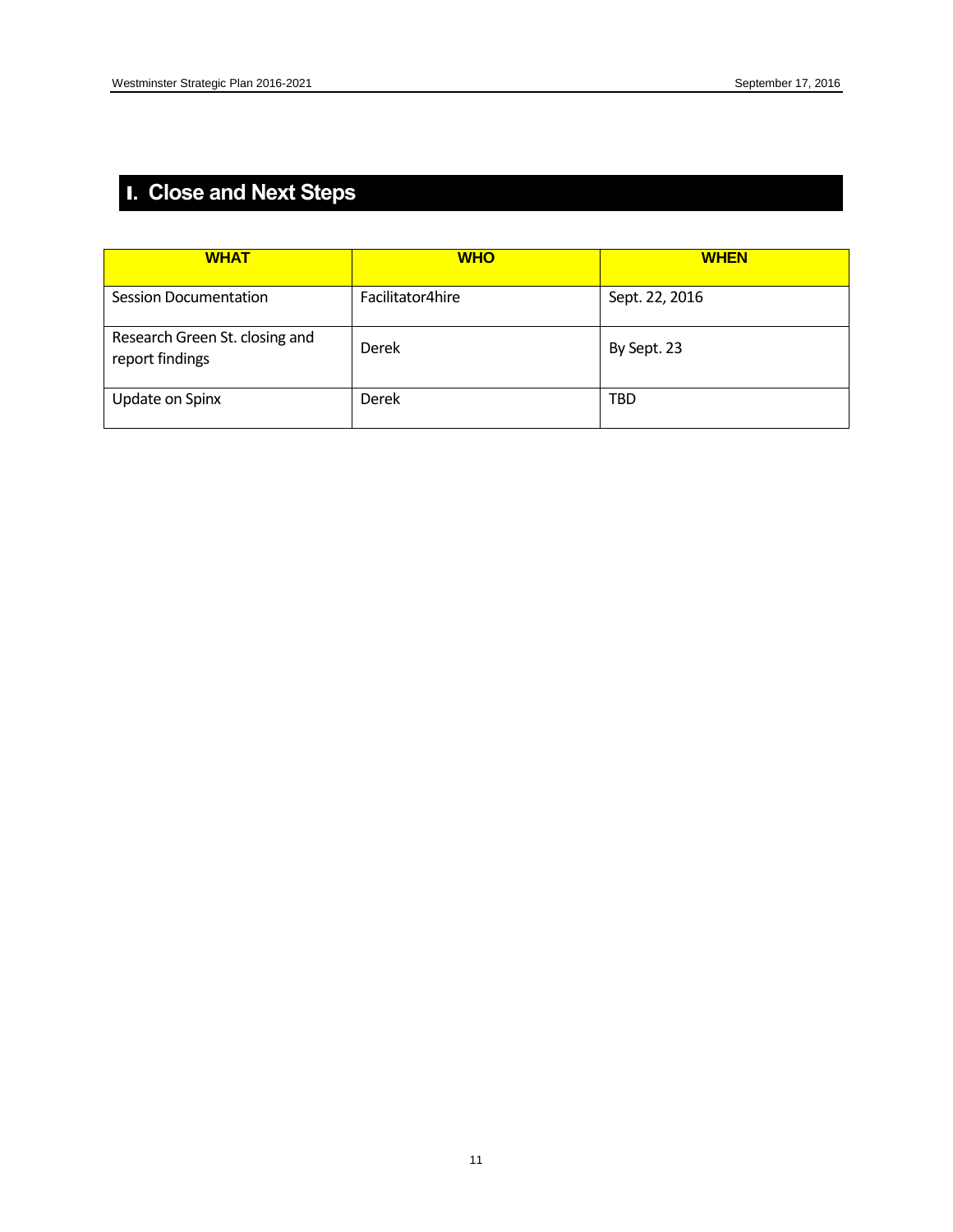## I. Close and Next Steps

| WHAT | WHO | WHEN |
|---|---|---|
| Session Documentation | Facilitator4hire | Sept. 22, 2016 |
| Research Green St. closing and report findings | Derek | By Sept. 23 |
| Update on Spinx | Derek | TBD |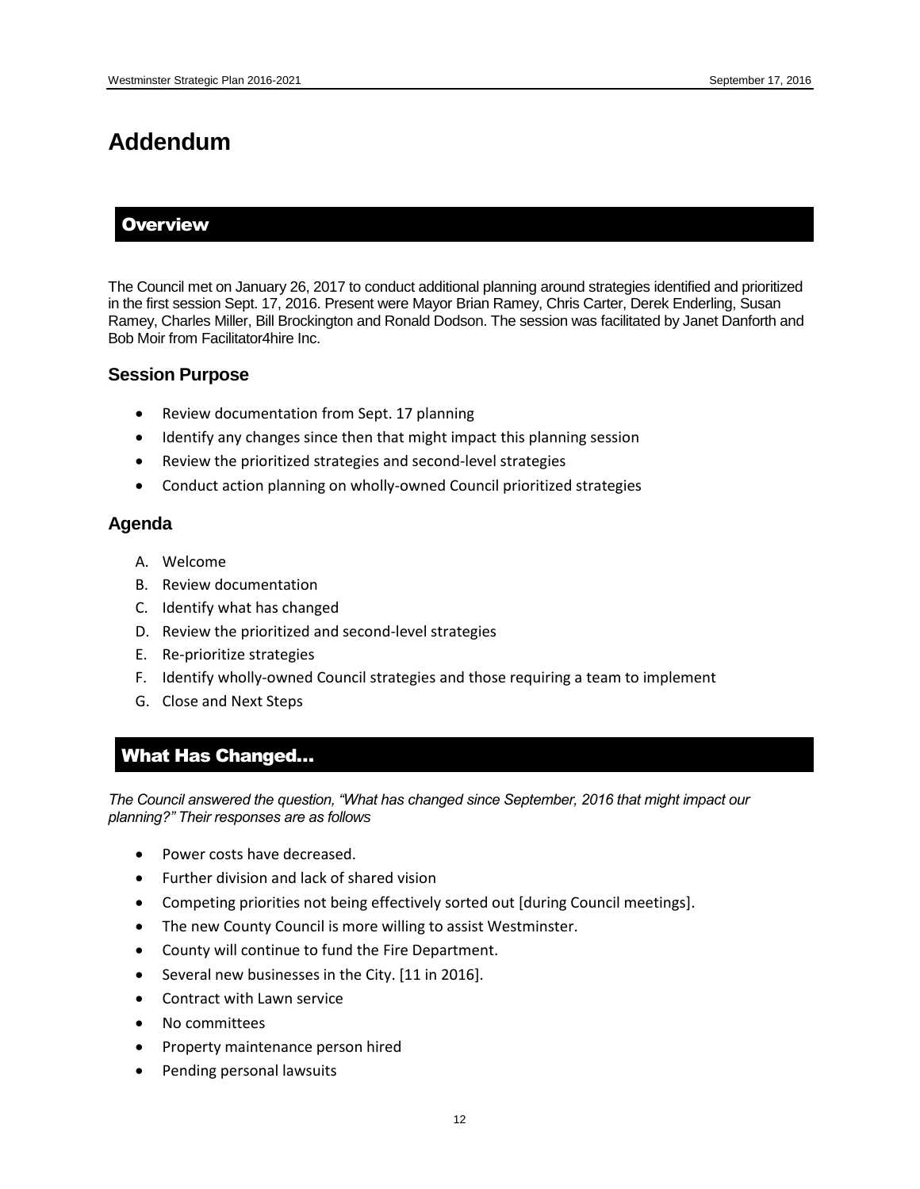# Addendum

## Overview

The Council met on January 26, 2017 to conduct additional planning around strategies identified and prioritized in the first session Sept. 17, 2016. Present were Mayor Brian Ramey, Chris Carter, Derek Enderling, Susan Ramey, Charles Miller, Bill Brockington and Ronald Dodson. The session was facilitated by Janet Danforth and Bob Moir from Facilitator4hire Inc.

### Session Purpose

- Review documentation from Sept. 17 planning
- Identify any changes since then that might impact this planning session
- Review the prioritized strategies and second-level strategies
- Conduct action planning on wholly-owned Council prioritized strategies

### Agenda

A. Welcome
B. Review documentation
C. Identify what has changed
D. Review the prioritized and second-level strategies
E. Re-prioritize strategies
F. Identify wholly-owned Council strategies and those requiring a team to implement
G. Close and Next Steps

## What Has Changed…

*The Council answered the question, "What has changed since September, 2016 that might impact our planning?" Their responses are as follows*

- Power costs have decreased.
- Further division and lack of shared vision
- Competing priorities not being effectively sorted out [during Council meetings].
- The new County Council is more willing to assist Westminster.
- County will continue to fund the Fire Department.
- Several new businesses in the City. [11 in 2016].
- Contract with Lawn service
- No committees
- Property maintenance person hired
- Pending personal lawsuits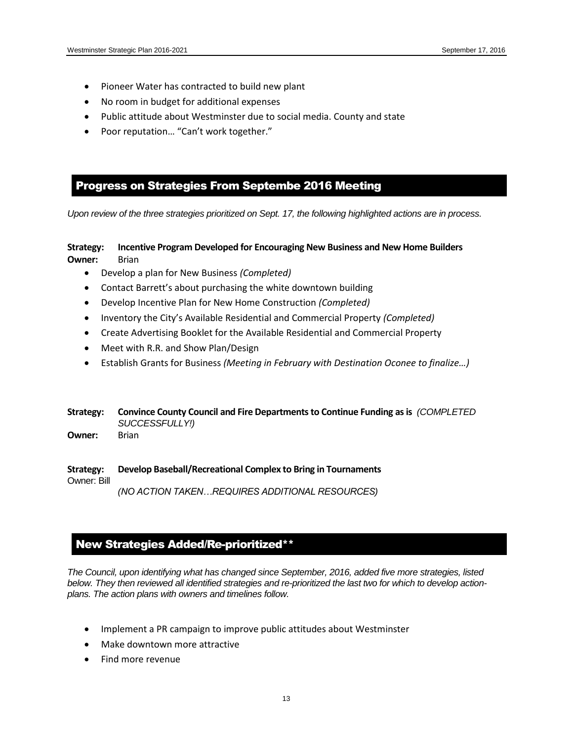- Pioneer Water has contracted to build new plant
- No room in budget for additional expenses
- Public attitude about Westminster due to social media. County and state
- Poor reputation… "Can't work together."

## Progress on Strategies From Septembe 2016 Meeting

*Upon review of the three strategies prioritized on Sept. 17, the following highlighted actions are in process.*

**Strategy: Incentive Program Developed for Encouraging New Business and New Home Builders**
**Owner:** Brian

- Develop a plan for New Business *(Completed)*
- Contact Barrett's about purchasing the white downtown building
- Develop Incentive Plan for New Home Construction *(Completed)*
- Inventory the City's Available Residential and Commercial Property *(Completed)*
- Create Advertising Booklet for the Available Residential and Commercial Property
- Meet with R.R. and Show Plan/Design
- Establish Grants for Business *(Meeting in February with Destination Oconee to finalize…)*

**Strategy: Convince County Council and Fire Departments to Continue Funding as is** *(COMPLETED SUCCESSFULLY!)*
**Owner:** Brian

**Strategy: Develop Baseball/Recreational Complex to Bring in Tournaments**
Owner: Bill
*(NO ACTION TAKEN…REQUIRES ADDITIONAL RESOURCES)*

## New Strategies Added/Re-prioritized**

*The Council, upon identifying what has changed since September, 2016, added five more strategies, listed below. They then reviewed all identified strategies and re-prioritized the last two for which to develop action-plans. The action plans with owners and timelines follow.*

- Implement a PR campaign to improve public attitudes about Westminster
- Make downtown more attractive
- Find more revenue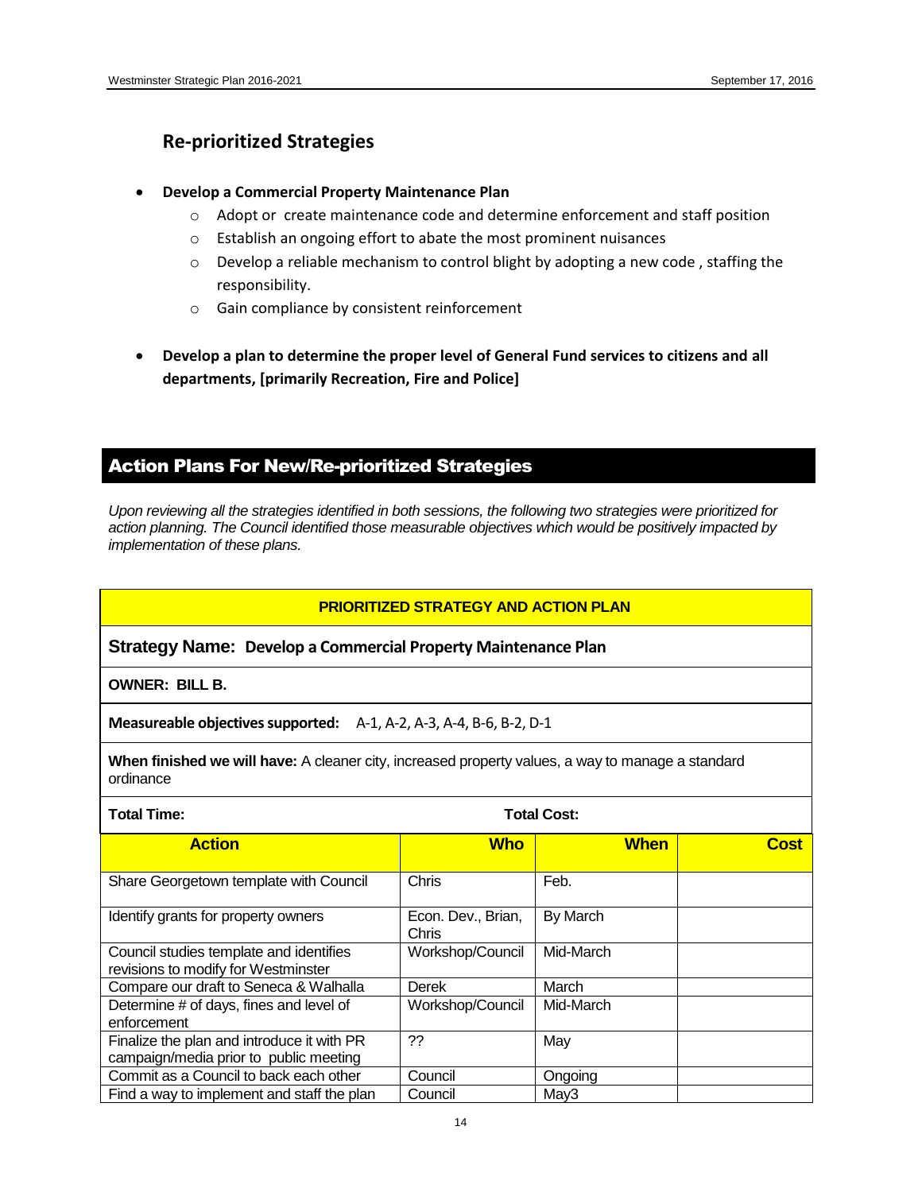## Re-prioritized Strategies

- **Develop a Commercial Property Maintenance Plan**
  - Adopt or create maintenance code and determine enforcement and staff position
  - Establish an ongoing effort to abate the most prominent nuisances
  - Develop a reliable mechanism to control blight by adopting a new code , staffing the responsibility.
  - Gain compliance by consistent reinforcement

- **Develop a plan to determine the proper level of General Fund services to citizens and all departments, [primarily Recreation, Fire and Police]**

## Action Plans For New/Re-prioritized Strategies

*Upon reviewing all the strategies identified in both sessions, the following two strategies were prioritized for action planning. The Council identified those measurable objectives which would be positively impacted by implementation of these plans.*

**PRIORITIZED STRATEGY AND ACTION PLAN**

**Strategy Name: Develop a Commercial Property Maintenance Plan**

**OWNER: BILL B.**

**Measureable objectives supported:** A-1, A-2, A-3, A-4, B-6, B-2, D-1

**When finished we will have:** A cleaner city, increased property values, a way to manage a standard ordinance

**Total Time:** **Total Cost:**

| Action | Who | When | Cost |
|---|---|---|---|
| Share Georgetown template with Council | Chris | Feb. | |
| Identify grants for property owners | Econ. Dev., Brian, Chris | By March | |
| Council studies template and identifies revisions to modify for Westminster | Workshop/Council | Mid-March | |
| Compare our draft to Seneca & Walhalla | Derek | March | |
| Determine # of days, fines and level of enforcement | Workshop/Council | Mid-March | |
| Finalize the plan and introduce it with PR campaign/media prior to public meeting | ?? | May | |
| Commit as a Council to back each other | Council | Ongoing | |
| Find a way to implement and staff the plan | Council | May3 | |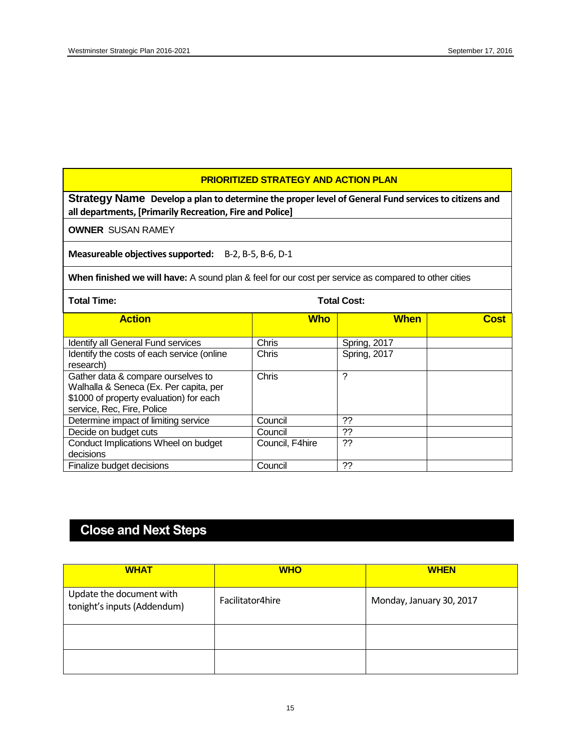| PRIORITIZED STRATEGY AND ACTION PLAN |
|---|
| **Strategy Name** **Develop a plan to determine the proper level of General Fund services to citizens and all departments, [Primarily Recreation, Fire and Police]** |
| **OWNER** SUSAN RAMEY |
| **Measureable objectives supported:** B-2, B-5, B-6, D-1 |
| **When finished we will have:** A sound plan & feel for our cost per service as compared to other cities |
| **Total Time:** **Total Cost:** |

| Action | Who | When | Cost |
|---|---|---|---|
| Identify all General Fund services | Chris | Spring, 2017 | |
| Identify the costs of each service (online research) | Chris | Spring, 2017 | |
| Gather data & compare ourselves to Walhalla & Seneca (Ex. Per capita, per $1000 of property evaluation) for each service, Rec, Fire, Police | Chris | ? | |
| Determine impact of limiting service | Council | ?? | |
| Decide on budget cuts | Council | ?? | |
| Conduct Implications Wheel on budget decisions | Council, F4hire | ?? | |
| Finalize budget decisions | Council | ?? | |

## Close and Next Steps

| WHAT | WHO | WHEN |
|---|---|---|
| Update the document with tonight's inputs (Addendum) | Facilitator4hire | Monday, January 30, 2017 |
| | | |
| | | |